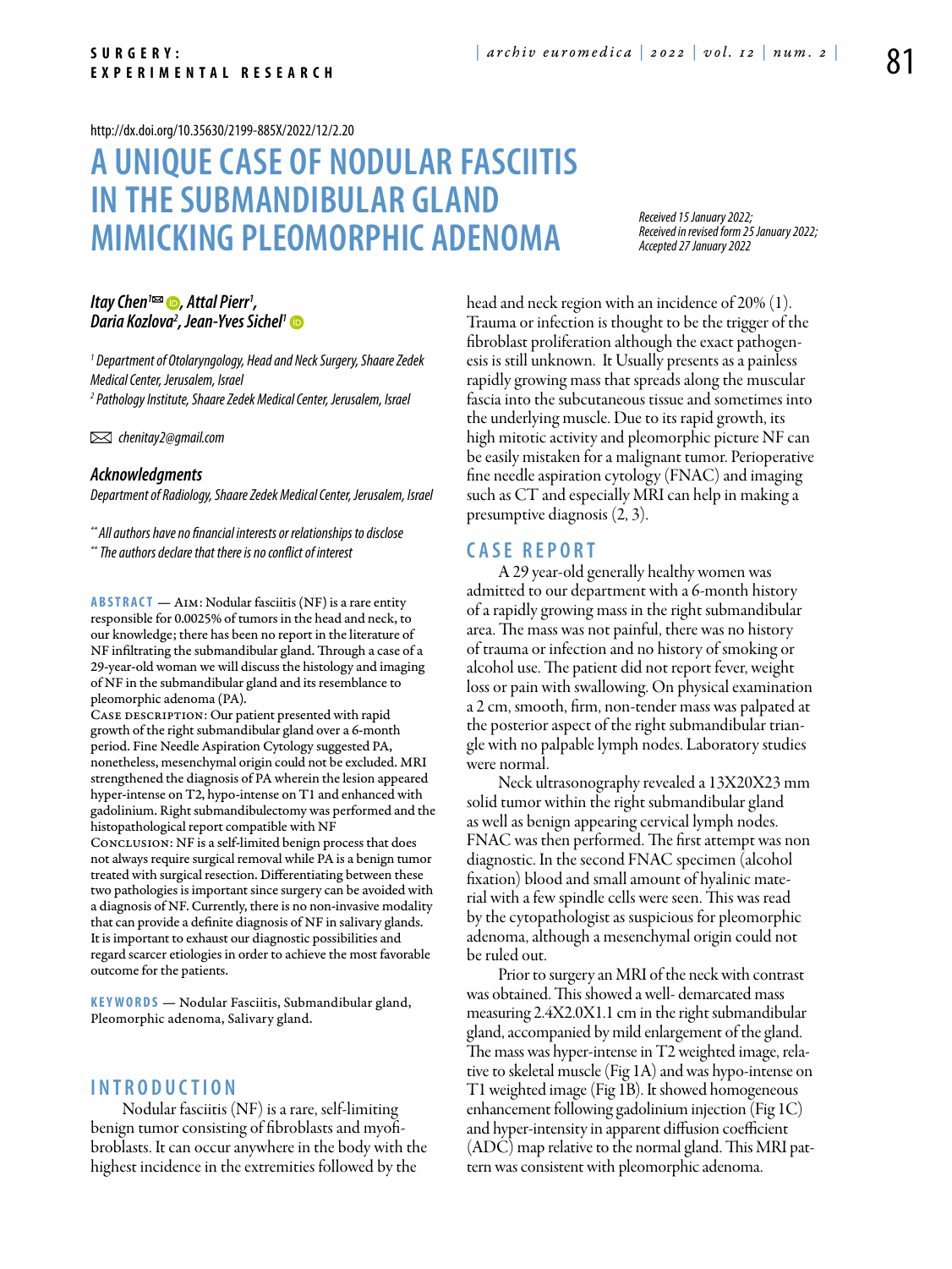http://dx.doi.org/10.35630/2199-885X/2022/12/2.20

# A UNIQUE CASE OF NODULAR FASCIITIS IN THE SUBMANDIBULAR GLAND MIMICKING PLEOMORPHIC ADENOMA

*Received 15 January 2022; Received in revised form 25 January 2022; Accepted 27 January 2022*

***Itay Chen[1]✉, Attal Pierr[1], Daria Kozlova[2], Jean-Yves Sichel[1]***

*[1] Department of Otolaryngology, Head and Neck Surgery, Shaare Zedek Medical Center, Jerusalem, Israel*
*[2] Pathology Institute, Shaare Zedek Medical Center, Jerusalem, Israel*

✉ *chenitay2@gmail.com*

### *Acknowledgments*

*Department of Radiology, Shaare Zedek Medical Center, Jerusalem, Israel*

*\*\* All authors have no financial interests or relationships to disclose*
*\*\* The authors declare that there is no conflict of interest*

**ABSTRACT** — Aim: Nodular fasciitis (NF) is a rare entity responsible for 0.0025% of tumors in the head and neck, to our knowledge; there has been no report in the literature of NF infiltrating the submandibular gland. Through a case of a 29-year-old woman we will discuss the histology and imaging of NF in the submandibular gland and its resemblance to pleomorphic adenoma (PA).
Case description: Our patient presented with rapid growth of the right submandibular gland over a 6-month period. Fine Needle Aspiration Cytology suggested PA, nonetheless, mesenchymal origin could not be excluded. MRI strengthened the diagnosis of PA wherein the lesion appeared hyper-intense on T2, hypo-intense on T1 and enhanced with gadolinium. Right submandibulectomy was performed and the histopathological report compatible with NF
Conclusion: NF is a self-limited benign process that does not always require surgical removal while PA is a benign tumor treated with surgical resection. Differentiating between these two pathologies is important since surgery can be avoided with a diagnosis of NF. Currently, there is no non-invasive modality that can provide a definite diagnosis of NF in salivary glands. It is important to exhaust our diagnostic possibilities and regard scarcer etiologies in order to achieve the most favorable outcome for the patients.

**KEYWORDS** — Nodular Fasciitis, Submandibular gland, Pleomorphic adenoma, Salivary gland.

## INTRODUCTION

Nodular fasciitis (NF) is a rare, self-limiting benign tumor consisting of fibroblasts and myofibroblasts. It can occur anywhere in the body with the highest incidence in the extremities followed by the head and neck region with an incidence of 20% (1). Trauma or infection is thought to be the trigger of the fibroblast proliferation although the exact pathogenesis is still unknown. It Usually presents as a painless rapidly growing mass that spreads along the muscular fascia into the subcutaneous tissue and sometimes into the underlying muscle. Due to its rapid growth, its high mitotic activity and pleomorphic picture NF can be easily mistaken for a malignant tumor. Perioperative fine needle aspiration cytology (FNAC) and imaging such as CT and especially MRI can help in making a presumptive diagnosis (2, 3).

## CASE REPORT

A 29 year-old generally healthy women was admitted to our department with a 6-month history of a rapidly growing mass in the right submandibular area. The mass was not painful, there was no history of trauma or infection and no history of smoking or alcohol use. The patient did not report fever, weight loss or pain with swallowing. On physical examination a 2 cm, smooth, firm, non-tender mass was palpated at the posterior aspect of the right submandibular triangle with no palpable lymph nodes. Laboratory studies were normal.

Neck ultrasonography revealed a 13X20X23 mm solid tumor within the right submandibular gland as well as benign appearing cervical lymph nodes. FNAC was then performed. The first attempt was non diagnostic. In the second FNAC specimen (alcohol fixation) blood and small amount of hyalinic material with a few spindle cells were seen. This was read by the cytopathologist as suspicious for pleomorphic adenoma, although a mesenchymal origin could not be ruled out.

Prior to surgery an MRI of the neck with contrast was obtained. This showed a well- demarcated mass measuring 2.4X2.0X1.1 cm in the right submandibular gland, accompanied by mild enlargement of the gland. The mass was hyper-intense in T2 weighted image, relative to skeletal muscle (Fig 1A) and was hypo-intense on T1 weighted image (Fig 1B). It showed homogeneous enhancement following gadolinium injection (Fig 1C) and hyper-intensity in apparent diffusion coefficient (ADC) map relative to the normal gland. This MRI pattern was consistent with pleomorphic adenoma.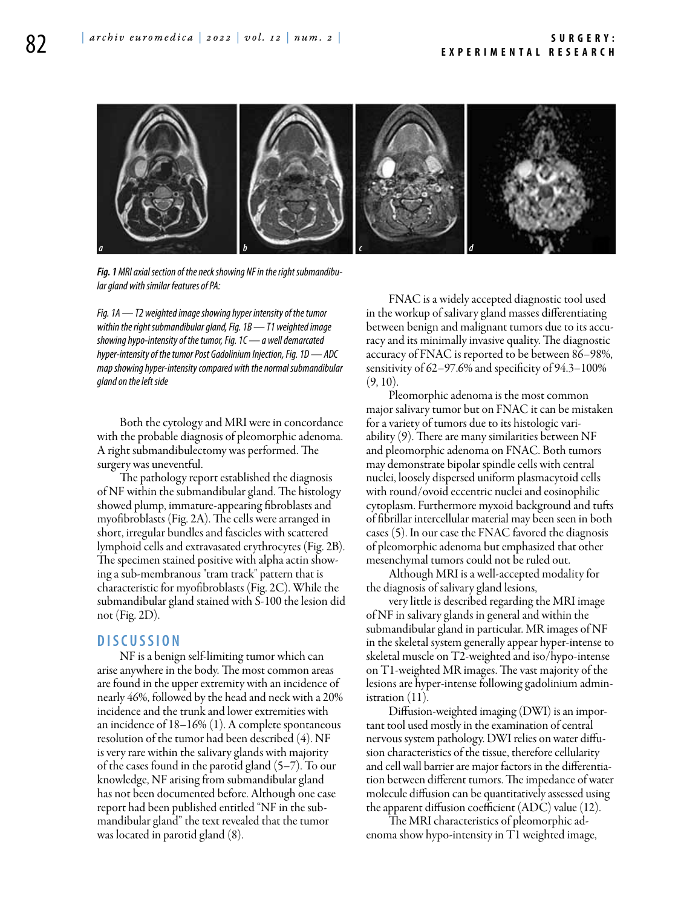*Fig. 1* *MRI axial section of the neck showing NF in the right submandibular gland with similar features of PA:*

*Fig. 1A — T2 weighted image showing hyper intensity of the tumor within the right submandibular gland, Fig. 1B — T1 weighted image showing hypo-intensity of the tumor, Fig. 1C — a well demarcated hyper-intensity of the tumor Post Gadolinium Injection, Fig. 1D — ADC map showing hyper-intensity compared with the normal submandibular gland on the left side*

Both the cytology and MRI were in concordance with the probable diagnosis of pleomorphic adenoma. A right submandibulectomy was performed. The surgery was uneventful.

The pathology report established the diagnosis of NF within the submandibular gland. The histology showed plump, immature-appearing fibroblasts and myofibroblasts (Fig. 2A). The cells were arranged in short, irregular bundles and fascicles with scattered lymphoid cells and extravasated erythrocytes (Fig. 2B). The specimen stained positive with alpha actin showing a sub-membranous "tram track" pattern that is characteristic for myofibroblasts (Fig. 2C). While the submandibular gland stained with S-100 the lesion did not (Fig. 2D).

## DISCUSSION

NF is a benign self-limiting tumor which can arise anywhere in the body. The most common areas are found in the upper extremity with an incidence of nearly 46%, followed by the head and neck with a 20% incidence and the trunk and lower extremities with an incidence of 18–16% (1). A complete spontaneous resolution of the tumor had been described (4). NF is very rare within the salivary glands with majority of the cases found in the parotid gland (5–7). To our knowledge, NF arising from submandibular gland has not been documented before. Although one case report had been published entitled "NF in the submandibular gland" the text revealed that the tumor was located in parotid gland (8).

FNAC is a widely accepted diagnostic tool used in the workup of salivary gland masses differentiating between benign and malignant tumors due to its accuracy and its minimally invasive quality. The diagnostic accuracy of FNAC is reported to be between 86–98%, sensitivity of 62–97.6% and specificity of 94.3–100% (9, 10).

Pleomorphic adenoma is the most common major salivary tumor but on FNAC it can be mistaken for a variety of tumors due to its histologic variability (9). There are many similarities between NF and pleomorphic adenoma on FNAC. Both tumors may demonstrate bipolar spindle cells with central nuclei, loosely dispersed uniform plasmacytoid cells with round/ovoid eccentric nuclei and eosinophilic cytoplasm. Furthermore myxoid background and tufts of fibrillar intercellular material may been seen in both cases (5). In our case the FNAC favored the diagnosis of pleomorphic adenoma but emphasized that other mesenchymal tumors could not be ruled out.

Although MRI is a well-accepted modality for the diagnosis of salivary gland lesions,

very little is described regarding the MRI image of NF in salivary glands in general and within the submandibular gland in particular. MR images of NF in the skeletal system generally appear hyper-intense to skeletal muscle on T2-weighted and iso/hypo-intense on T1-weighted MR images. The vast majority of the lesions are hyper-intense following gadolinium administration (11).

Diffusion-weighted imaging (DWI) is an important tool used mostly in the examination of central nervous system pathology. DWI relies on water diffusion characteristics of the tissue, therefore cellularity and cell wall barrier are major factors in the differentiation between different tumors. The impedance of water molecule diffusion can be quantitatively assessed using the apparent diffusion coefficient (ADC) value (12).

The MRI characteristics of pleomorphic adenoma show hypo-intensity in T1 weighted image,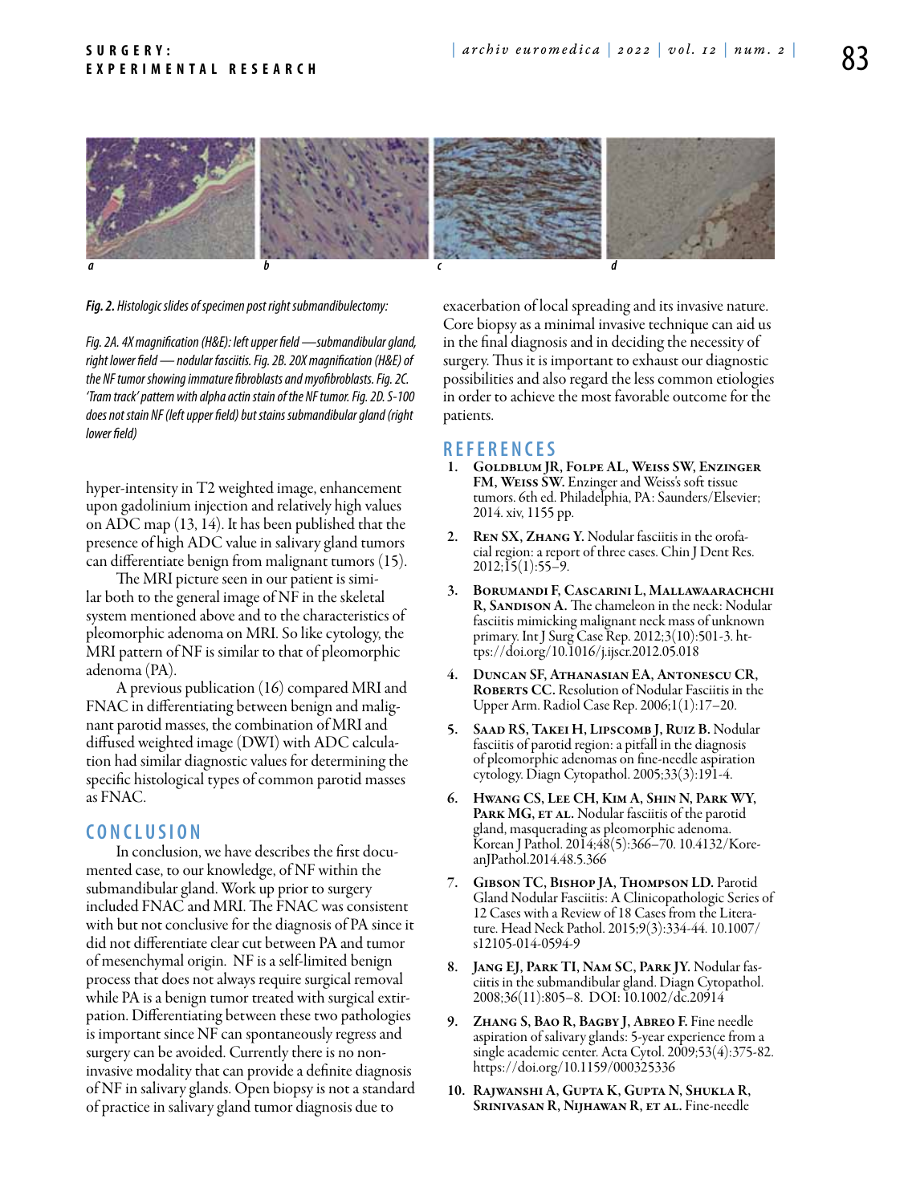a b c d

***Fig. 2.*** *Histologic slides of specimen post right submandibulectomy:*

*Fig. 2A. 4X magnification (H&E): left upper field —submandibular gland, right lower field — nodular fasciitis. Fig. 2B. 20X magnification (H&E) of the NF tumor showing immature fibroblasts and myofibroblasts. Fig. 2C. 'Tram track' pattern with alpha actin stain of the NF tumor. Fig. 2D. S-100 does not stain NF (left upper field) but stains submandibular gland (right lower field)*

hyper-intensity in T2 weighted image, enhancement upon gadolinium injection and relatively high values on ADC map (13, 14). It has been published that the presence of high ADC value in salivary gland tumors can differentiate benign from malignant tumors (15).

The MRI picture seen in our patient is similar both to the general image of NF in the skeletal system mentioned above and to the characteristics of pleomorphic adenoma on MRI. So like cytology, the MRI pattern of NF is similar to that of pleomorphic adenoma (PA).

A previous publication (16) compared MRI and FNAC in differentiating between benign and malignant parotid masses, the combination of MRI and diffused weighted image (DWI) with ADC calculation had similar diagnostic values for determining the specific histological types of common parotid masses as FNAC.

## CONCLUSION

In conclusion, we have describes the first documented case, to our knowledge, of NF within the submandibular gland. Work up prior to surgery included FNAC and MRI. The FNAC was consistent with but not conclusive for the diagnosis of PA since it did not differentiate clear cut between PA and tumor of mesenchymal origin. NF is a self-limited benign process that does not always require surgical removal while PA is a benign tumor treated with surgical extirpation. Differentiating between these two pathologies is important since NF can spontaneously regress and surgery can be avoided. Currently there is no non-invasive modality that can provide a definite diagnosis of NF in salivary glands. Open biopsy is not a standard of practice in salivary gland tumor diagnosis due to exacerbation of local spreading and its invasive nature. Core biopsy as a minimal invasive technique can aid us in the final diagnosis and in deciding the necessity of surgery. Thus it is important to exhaust our diagnostic possibilities and also regard the less common etiologies in order to achieve the most favorable outcome for the patients.

## REFERENCES

1. **Goldblum JR, Folpe AL, Weiss SW, Enzinger FM, Weiss SW.** Enzinger and Weiss's soft tissue tumors. 6th ed. Philadelphia, PA: Saunders/Elsevier; 2014. xiv, 1155 pp.
2. **Ren SX, Zhang Y.** Nodular fasciitis in the orofacial region: a report of three cases. Chin J Dent Res. 2012;15(1):55–9.
3. **Borumandi F, Cascarini L, Mallawaarachchi R, Sandison A.** The chameleon in the neck: Nodular fasciitis mimicking malignant neck mass of unknown primary. Int J Surg Case Rep. 2012;3(10):501-3. https://doi.org/10.1016/j.ijscr.2012.05.018
4. **Duncan SF, Athanasian EA, Antonescu CR, Roberts CC.** Resolution of Nodular Fasciitis in the Upper Arm. Radiol Case Rep. 2006;1(1):17–20.
5. **Saad RS, Takei H, Lipscomb J, Ruiz B.** Nodular fasciitis of parotid region: a pitfall in the diagnosis of pleomorphic adenomas on fine-needle aspiration cytology. Diagn Cytopathol. 2005;33(3):191-4.
6. **Hwang CS, Lee CH, Kim A, Shin N, Park WY, Park MG, et al.** Nodular fasciitis of the parotid gland, masquerading as pleomorphic adenoma. Korean J Pathol. 2014;48(5):366–70. 10.4132/KoreanJPathol.2014.48.5.366
7. **Gibson TC, Bishop JA, Thompson LD.** Parotid Gland Nodular Fasciitis: A Clinicopathologic Series of 12 Cases with a Review of 18 Cases from the Literature. Head Neck Pathol. 2015;9(3):334-44. 10.1007/s12105-014-0594-9
8. **Jang EJ, Park TI, Nam SC, Park JY.** Nodular fasciitis in the submandibular gland. Diagn Cytopathol. 2008;36(11):805–8. DOI: 10.1002/dc.20914
9. **Zhang S, Bao R, Bagby J, Abreo F.** Fine needle aspiration of salivary glands: 5-year experience from a single academic center. Acta Cytol. 2009;53(4):375-82. https://doi.org/10.1159/000325336
10. **Rajwanshi A, Gupta K, Gupta N, Shukla R, Srinivasan R, Nijhawan R, et al.** Fine-needle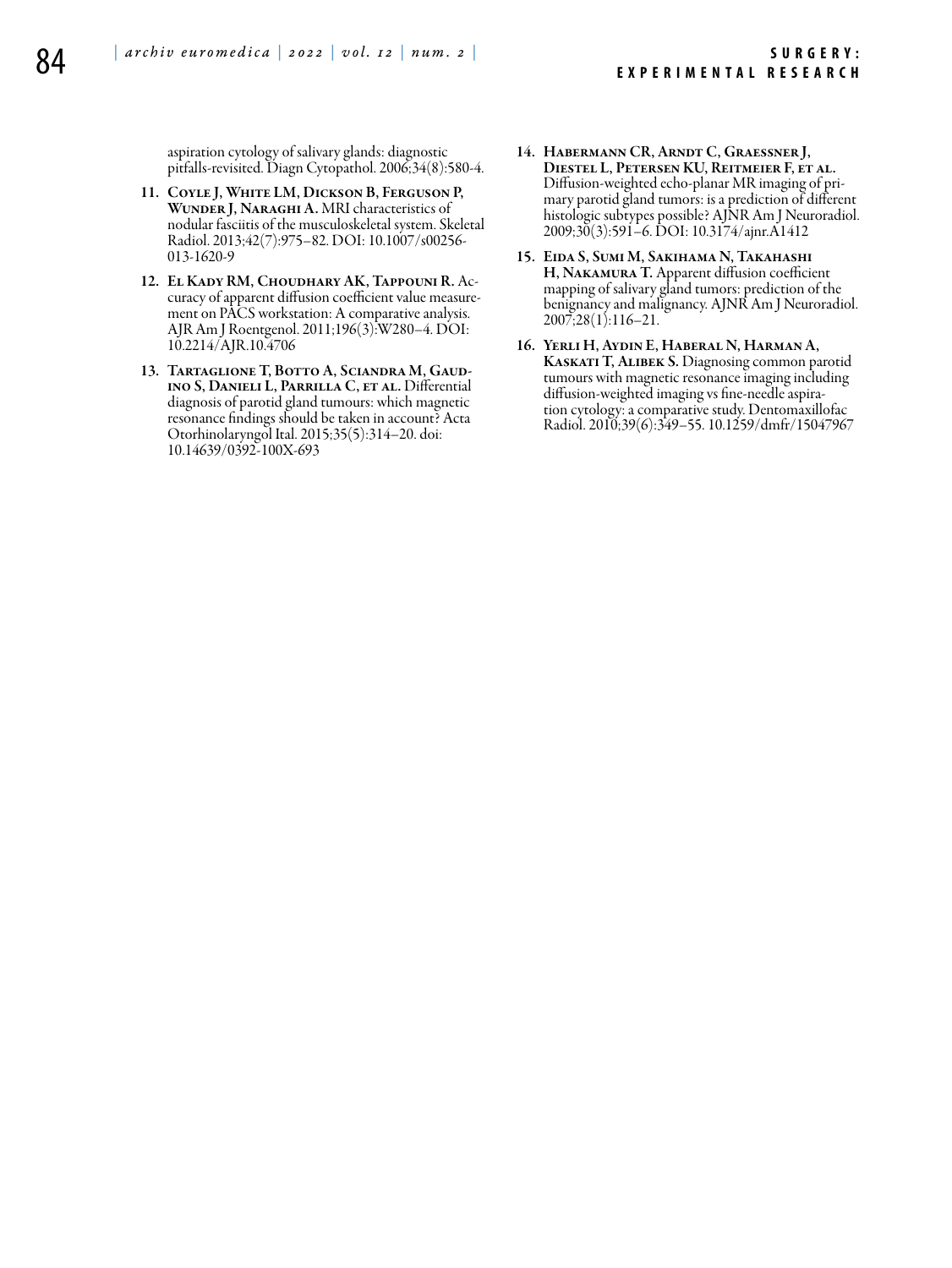aspiration cytology of salivary glands: diagnostic pitfalls-revisited. Diagn Cytopathol. 2006;34(8):580-4.

11. **Coyle J, White LM, Dickson B, Ferguson P, Wunder J, Naraghi A.** MRI characteristics of nodular fasciitis of the musculoskeletal system. Skeletal Radiol. 2013;42(7):975–82. DOI: 10.1007/s00256-013-1620-9
12. **El Kady RM, Choudhary AK, Tappouni R.** Accuracy of apparent diffusion coefficient value measurement on PACS workstation: A comparative analysis. AJR Am J Roentgenol. 2011;196(3):W280–4. DOI: 10.2214/AJR.10.4706
13. **Tartaglione T, Botto A, Sciandra M, Gaudino S, Danieli L, Parrilla C, et al.** Differential diagnosis of parotid gland tumours: which magnetic resonance findings should be taken in account? Acta Otorhinolaryngol Ital. 2015;35(5):314–20. doi: 10.14639/0392-100X-693
14. **Habermann CR, Arndt C, Graessner J, Diestel L, Petersen KU, Reitmeier F, et al.** Diffusion-weighted echo-planar MR imaging of primary parotid gland tumors: is a prediction of different histologic subtypes possible? AJNR Am J Neuroradiol. 2009;30(3):591–6. DOI: 10.3174/ajnr.A1412
15. **Eida S, Sumi M, Sakihama N, Takahashi H, Nakamura T.** Apparent diffusion coefficient mapping of salivary gland tumors: prediction of the benignancy and malignancy. AJNR Am J Neuroradiol. 2007;28(1):116–21.
16. **Yerli H, Aydin E, Haberal N, Harman A, Kaskati T, Alibek S.** Diagnosing common parotid tumours with magnetic resonance imaging including diffusion-weighted imaging vs fine-needle aspiration cytology: a comparative study. Dentomaxillofac Radiol. 2010;39(6):349–55. 10.1259/dmfr/15047967